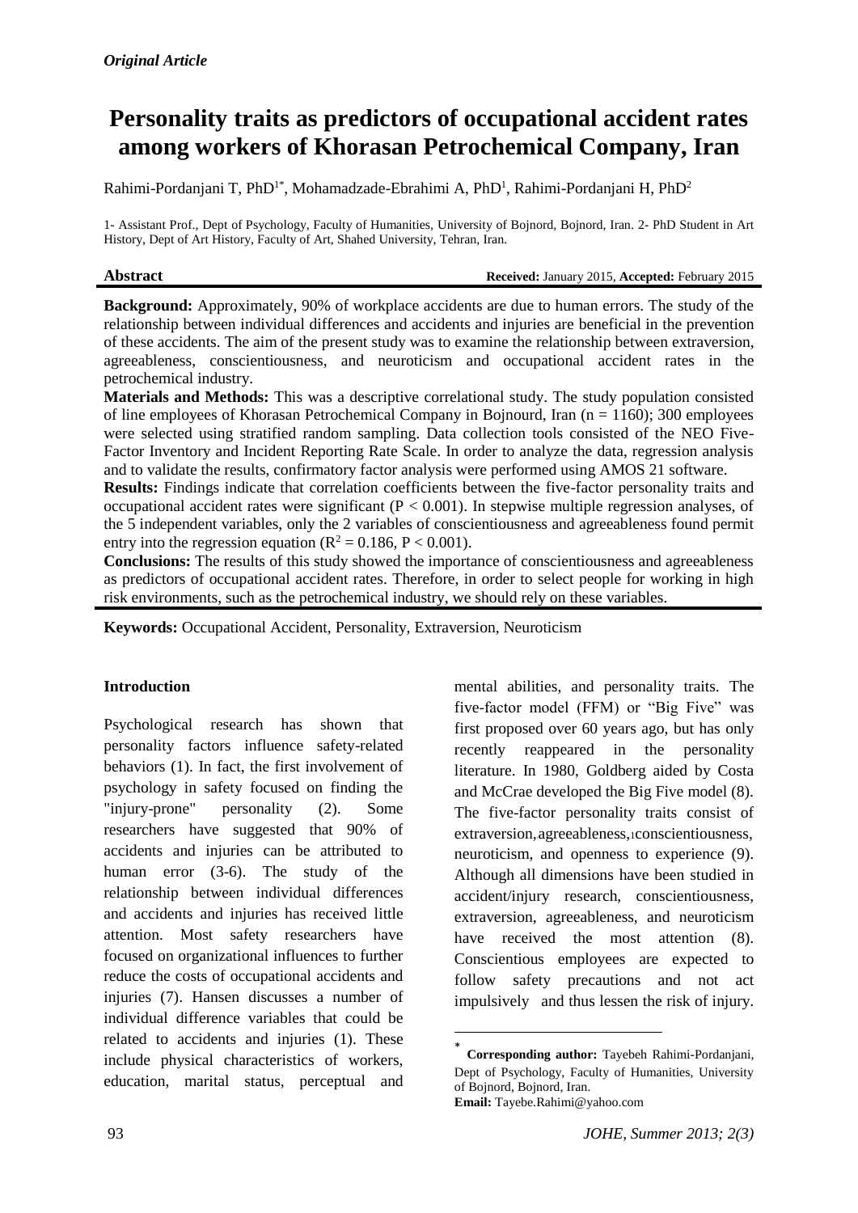*Original Article*

# Personality traits as predictors of occupational accident rates among workers of Khorasan Petrochemical Company, Iran

Rahimi-Pordanjani T, PhD[1*], Mohamadzade-Ebrahimi A, PhD[1], Rahimi-Pordanjani H, PhD[2]

1- Assistant Prof., Dept of Psychology, Faculty of Humanities, University of Bojnord, Bojnord, Iran. 2- PhD Student in Art History, Dept of Art History, Faculty of Art, Shahed University, Tehran, Iran.

**Abstract** — **Received:** January 2015, **Accepted:** February 2015

**Background:** Approximately, 90% of workplace accidents are due to human errors. The study of the relationship between individual differences and accidents and injuries are beneficial in the prevention of these accidents. The aim of the present study was to examine the relationship between extraversion, agreeableness, conscientiousness, and neuroticism and occupational accident rates in the petrochemical industry.

**Materials and Methods:** This was a descriptive correlational study. The study population consisted of line employees of Khorasan Petrochemical Company in Bojnourd, Iran (n = 1160); 300 employees were selected using stratified random sampling. Data collection tools consisted of the NEO Five-Factor Inventory and Incident Reporting Rate Scale. In order to analyze the data, regression analysis and to validate the results, confirmatory factor analysis were performed using AMOS 21 software.

**Results:** Findings indicate that correlation coefficients between the five-factor personality traits and occupational accident rates were significant ($P < 0.001$). In stepwise multiple regression analyses, of the 5 independent variables, only the 2 variables of conscientiousness and agreeableness found permit entry into the regression equation ($R^2 = 0.186$, $P < 0.001$).

**Conclusions:** The results of this study showed the importance of conscientiousness and agreeableness as predictors of occupational accident rates. Therefore, in order to select people for working in high risk environments, such as the petrochemical industry, we should rely on these variables.

**Keywords:** Occupational Accident, Personality, Extraversion, Neuroticism

## Introduction

Psychological research has shown that personality factors influence safety-related behaviors (1). In fact, the first involvement of psychology in safety focused on finding the "injury-prone" personality (2). Some researchers have suggested that 90% of accidents and injuries can be attributed to human error (3-6). The study of the relationship between individual differences and accidents and injuries has received little attention. Most safety researchers have focused on organizational influences to further reduce the costs of occupational accidents and injuries (7). Hansen discusses a number of individual difference variables that could be related to accidents and injuries (1). These include physical characteristics of workers, education, marital status, perceptual and mental abilities, and personality traits. The five-factor model (FFM) or "Big Five" was first proposed over 60 years ago, but has only recently reappeared in the personality literature. In 1980, Goldberg aided by Costa and McCrae developed the Big Five model (8). The five-factor personality traits consist of extraversion, agreeableness, conscientiousness, neuroticism, and openness to experience (9). Although all dimensions have been studied in accident/injury research, conscientiousness, extraversion, agreeableness, and neuroticism have received the most attention (8). Conscientious employees are expected to follow safety precautions and not act impulsively and thus lessen the risk of injury.

* **Corresponding author:** Tayebeh Rahimi-Pordanjani, Dept of Psychology, Faculty of Humanities, University of Bojnord, Bojnord, Iran.
**Email:** Tayebe.Rahimi@yahoo.com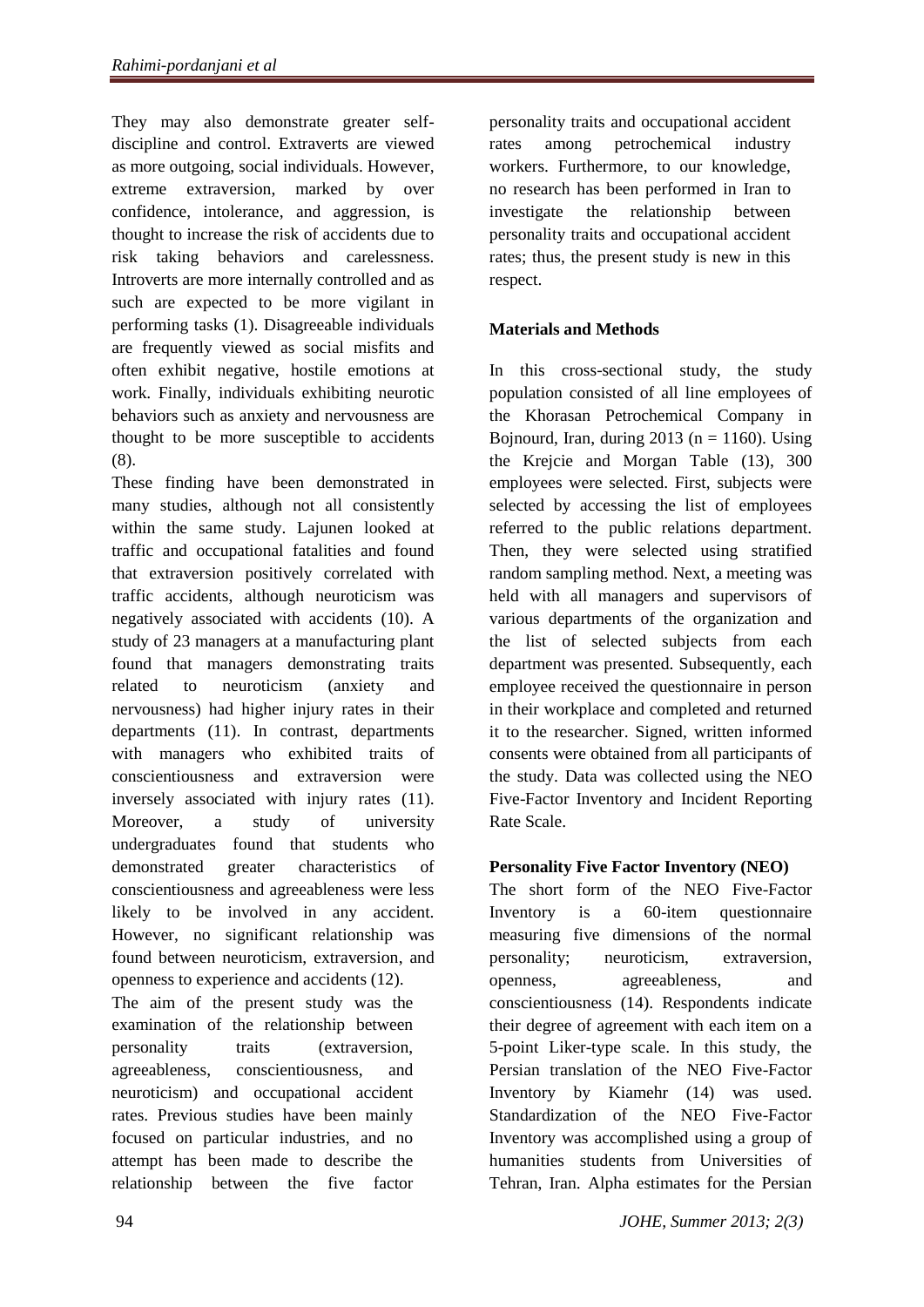They may also demonstrate greater self-discipline and control. Extraverts are viewed as more outgoing, social individuals. However, extreme extraversion, marked by over confidence, intolerance, and aggression, is thought to increase the risk of accidents due to risk taking behaviors and carelessness. Introverts are more internally controlled and as such are expected to be more vigilant in performing tasks (1). Disagreeable individuals are frequently viewed as social misfits and often exhibit negative, hostile emotions at work. Finally, individuals exhibiting neurotic behaviors such as anxiety and nervousness are thought to be more susceptible to accidents (8).

These finding have been demonstrated in many studies, although not all consistently within the same study. Lajunen looked at traffic and occupational fatalities and found that extraversion positively correlated with traffic accidents, although neuroticism was negatively associated with accidents (10). A study of 23 managers at a manufacturing plant found that managers demonstrating traits related to neuroticism (anxiety and nervousness) had higher injury rates in their departments (11). In contrast, departments with managers who exhibited traits of conscientiousness and extraversion were inversely associated with injury rates (11). Moreover, a study of university undergraduates found that students who demonstrated greater characteristics of conscientiousness and agreeableness were less likely to be involved in any accident. However, no significant relationship was found between neuroticism, extraversion, and openness to experience and accidents (12).

The aim of the present study was the examination of the relationship between personality traits (extraversion, agreeableness, conscientiousness, and neuroticism) and occupational accident rates. Previous studies have been mainly focused on particular industries, and no attempt has been made to describe the relationship between the five factor personality traits and occupational accident rates among petrochemical industry workers. Furthermore, to our knowledge, no research has been performed in Iran to investigate the relationship between personality traits and occupational accident rates; thus, the present study is new in this respect.

## Materials and Methods

In this cross-sectional study, the study population consisted of all line employees of the Khorasan Petrochemical Company in Bojnourd, Iran, during 2013 (n = 1160). Using the Krejcie and Morgan Table (13), 300 employees were selected. First, subjects were selected by accessing the list of employees referred to the public relations department. Then, they were selected using stratified random sampling method. Next, a meeting was held with all managers and supervisors of various departments of the organization and the list of selected subjects from each department was presented. Subsequently, each employee received the questionnaire in person in their workplace and completed and returned it to the researcher. Signed, written informed consents were obtained from all participants of the study. Data was collected using the NEO Five-Factor Inventory and Incident Reporting Rate Scale.

### Personality Five Factor Inventory (NEO)

The short form of the NEO Five-Factor Inventory is a 60-item questionnaire measuring five dimensions of the normal personality; neuroticism, extraversion, openness, agreeableness, and conscientiousness (14). Respondents indicate their degree of agreement with each item on a 5-point Liker-type scale. In this study, the Persian translation of the NEO Five-Factor Inventory by Kiamehr (14) was used. Standardization of the NEO Five-Factor Inventory was accomplished using a group of humanities students from Universities of Tehran, Iran. Alpha estimates for the Persian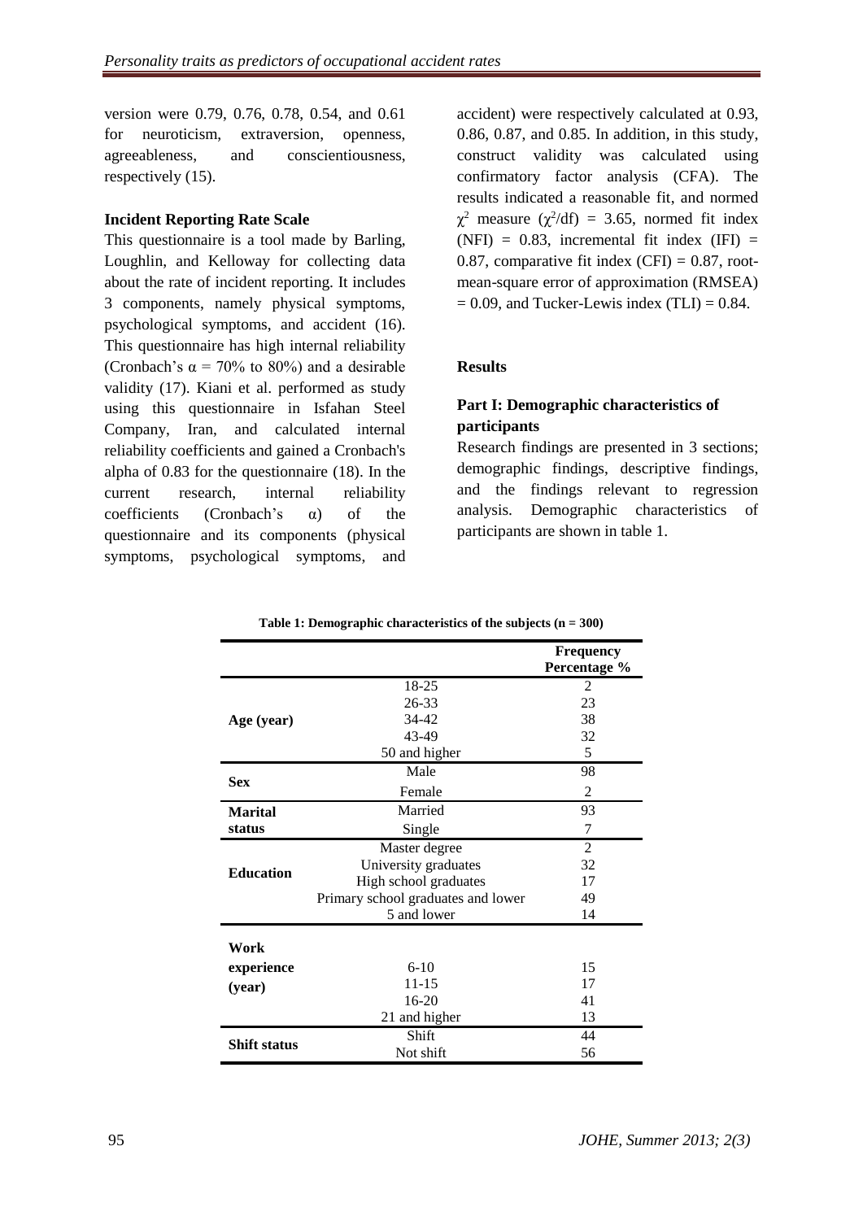version were 0.79, 0.76, 0.78, 0.54, and 0.61 for neuroticism, extraversion, openness, agreeableness, and conscientiousness, respectively (15).

**Incident Reporting Rate Scale**

This questionnaire is a tool made by Barling, Loughlin, and Kelloway for collecting data about the rate of incident reporting. It includes 3 components, namely physical symptoms, psychological symptoms, and accident (16). This questionnaire has high internal reliability (Cronbach's $\alpha$ = 70% to 80%) and a desirable validity (17). Kiani et al. performed as study using this questionnaire in Isfahan Steel Company, Iran, and calculated internal reliability coefficients and gained a Cronbach's alpha of 0.83 for the questionnaire (18). In the current research, internal reliability coefficients (Cronbach's $\alpha$) of the questionnaire and its components (physical symptoms, psychological symptoms, and accident) were respectively calculated at 0.93, 0.86, 0.87, and 0.85. In addition, in this study, construct validity was calculated using confirmatory factor analysis (CFA). The results indicated a reasonable fit, and normed $\chi^2$ measure ($\chi^2$/df) = 3.65, normed fit index (NFI) = 0.83, incremental fit index (IFI) = 0.87, comparative fit index (CFI) = 0.87, root-mean-square error of approximation (RMSEA) = 0.09, and Tucker-Lewis index (TLI) = 0.84.

## Results

### Part I: Demographic characteristics of participants

Research findings are presented in 3 sections; demographic findings, descriptive findings, and the findings relevant to regression analysis. Demographic characteristics of participants are shown in table 1.

**Table 1: Demographic characteristics of the subjects (n = 300)**

| | | Frequency Percentage % |
|---|---|---|
| Age (year) | 18-25 | 2 |
| | 26-33 | 23 |
| | 34-42 | 38 |
| | 43-49 | 32 |
| | 50 and higher | 5 |
| Sex | Male | 98 |
| | Female | 2 |
| Marital status | Married | 93 |
| | Single | 7 |
| Education | Master degree | 2 |
| | University graduates | 32 |
| | High school graduates | 17 |
| | Primary school graduates and lower | 49 |
| | 5 and lower | 14 |
| Work experience (year) | 6-10 | 15 |
| | 11-15 | 17 |
| | 16-20 | 41 |
| | 21 and higher | 13 |
| Shift status | Shift | 44 |
| | Not shift | 56 |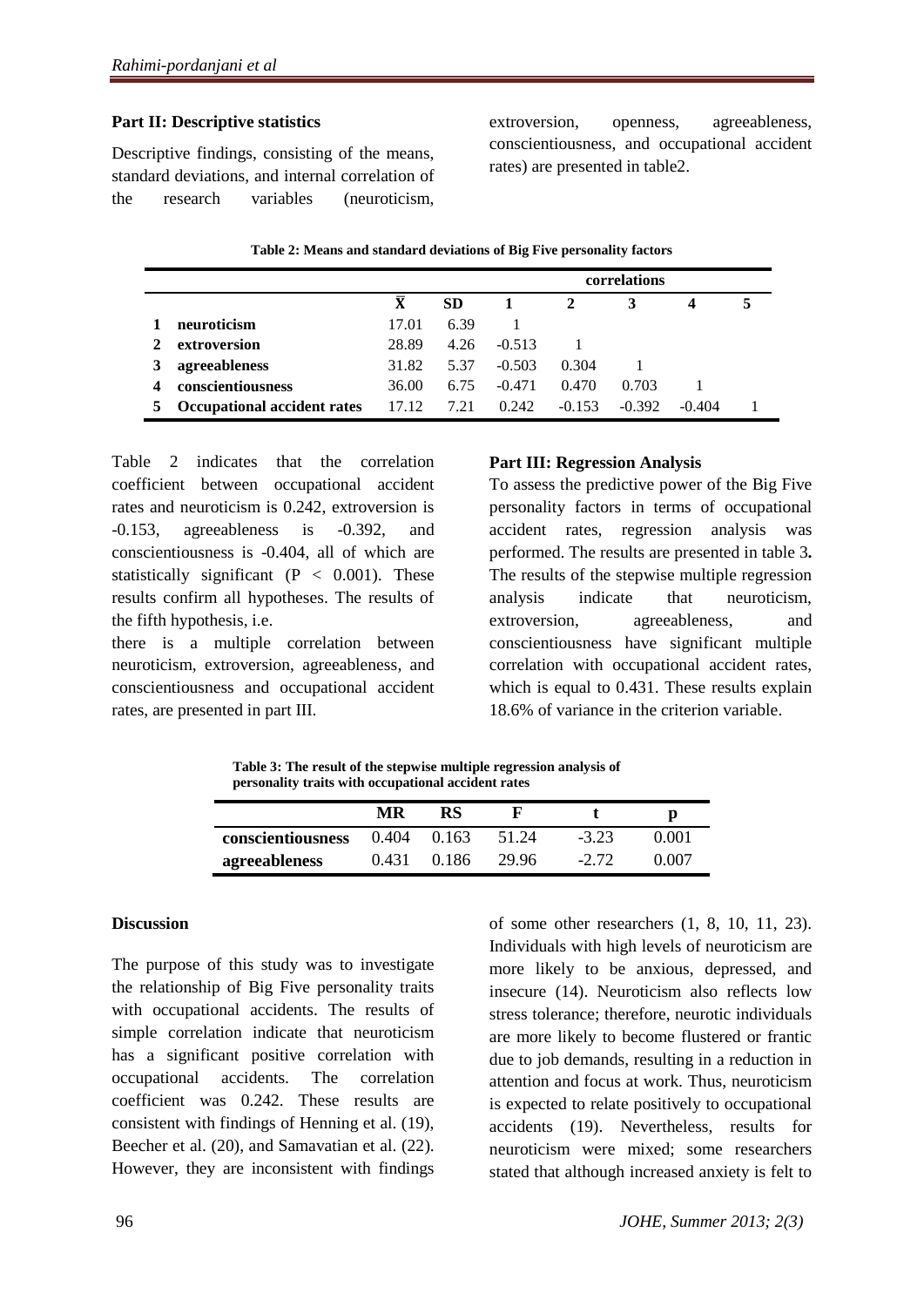**Part II: Descriptive statistics**

Descriptive findings, consisting of the means, standard deviations, and internal correlation of the research variables (neuroticism, extroversion, openness, agreeableness, conscientiousness, and occupational accident rates) are presented in table2.

**Table 2: Means and standard deviations of Big Five personality factors**

| | | | | correlations | | | | |
|---|---|---|---|---|---|---|---|---|
| | | $\bar{X}$ | SD | 1 | 2 | 3 | 4 | 5 |
| 1 | neuroticism | 17.01 | 6.39 | 1 | | | | |
| 2 | extroversion | 28.89 | 4.26 | -0.513 | 1 | | | |
| 3 | agreeableness | 31.82 | 5.37 | -0.503 | 0.304 | 1 | | |
| 4 | conscientiousness | 36.00 | 6.75 | -0.471 | 0.470 | 0.703 | 1 | |
| 5 | Occupational accident rates | 17.12 | 7.21 | 0.242 | -0.153 | -0.392 | -0.404 | 1 |

Table 2 indicates that the correlation coefficient between occupational accident rates and neuroticism is 0.242, extroversion is -0.153, agreeableness is -0.392, and conscientiousness is -0.404, all of which are statistically significant ($P < 0.001$). These results confirm all hypotheses. The results of the fifth hypothesis, i.e.

there is a multiple correlation between neuroticism, extroversion, agreeableness, and conscientiousness and occupational accident rates, are presented in part III.

**Part III: Regression Analysis**

To assess the predictive power of the Big Five personality factors in terms of occupational accident rates, regression analysis was performed. The results are presented in table 3**.** The results of the stepwise multiple regression analysis indicate that neuroticism, extroversion, agreeableness, and conscientiousness have significant multiple correlation with occupational accident rates, which is equal to 0.431. These results explain 18.6% of variance in the criterion variable.

**Table 3: The result of the stepwise multiple regression analysis of personality traits with occupational accident rates**

| | MR | RS | F | t | p |
|---|---|---|---|---|---|
| **conscientiousness** | 0.404 | 0.163 | 51.24 | -3.23 | 0.001 |
| **agreeableness** | 0.431 | 0.186 | 29.96 | -2.72 | 0.007 |

**Discussion**

The purpose of this study was to investigate the relationship of Big Five personality traits with occupational accidents. The results of simple correlation indicate that neuroticism has a significant positive correlation with occupational accidents. The correlation coefficient was 0.242. These results are consistent with findings of Henning et al. (19), Beecher et al. (20), and Samavatian et al. (22). However, they are inconsistent with findings of some other researchers (1, 8, 10, 11, 23). Individuals with high levels of neuroticism are more likely to be anxious, depressed, and insecure (14). Neuroticism also reflects low stress tolerance; therefore, neurotic individuals are more likely to become flustered or frantic due to job demands, resulting in a reduction in attention and focus at work. Thus, neuroticism is expected to relate positively to occupational accidents (19). Nevertheless, results for neuroticism were mixed; some researchers stated that although increased anxiety is felt to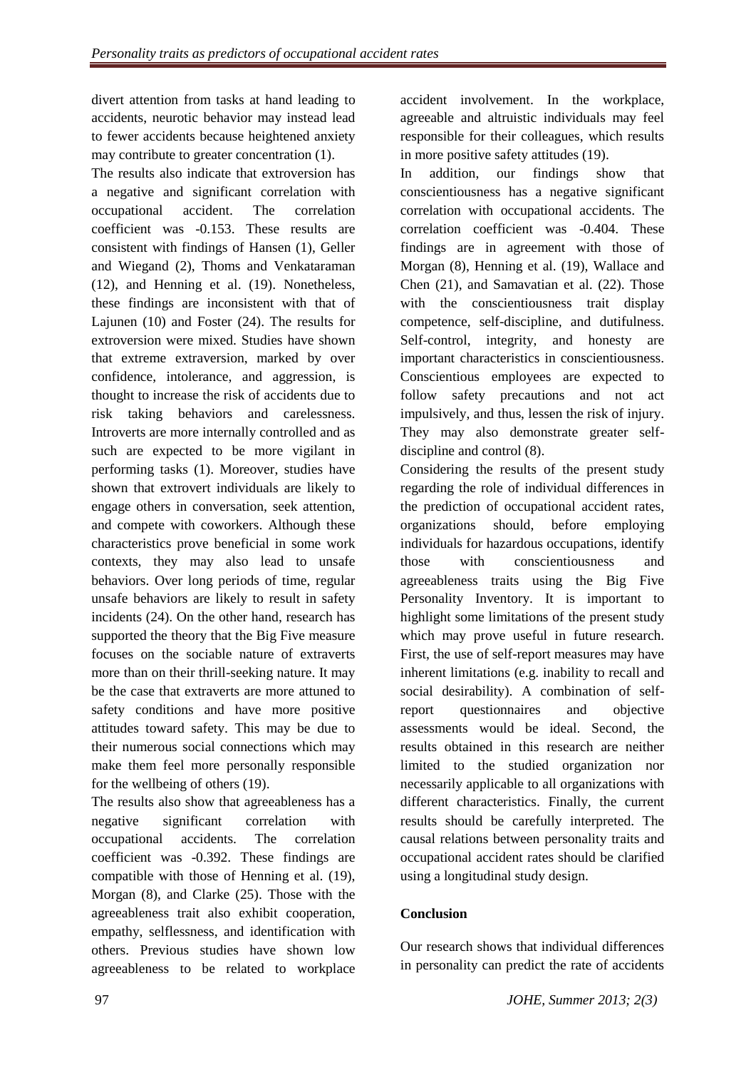divert attention from tasks at hand leading to accidents, neurotic behavior may instead lead to fewer accidents because heightened anxiety may contribute to greater concentration (1).

The results also indicate that extroversion has a negative and significant correlation with occupational accident. The correlation coefficient was -0.153. These results are consistent with findings of Hansen (1), Geller and Wiegand (2), Thoms and Venkataraman (12), and Henning et al. (19). Nonetheless, these findings are inconsistent with that of Lajunen (10) and Foster (24). The results for extroversion were mixed. Studies have shown that extreme extraversion, marked by over confidence, intolerance, and aggression, is thought to increase the risk of accidents due to risk taking behaviors and carelessness. Introverts are more internally controlled and as such are expected to be more vigilant in performing tasks (1). Moreover, studies have shown that extrovert individuals are likely to engage others in conversation, seek attention, and compete with coworkers. Although these characteristics prove beneficial in some work contexts, they may also lead to unsafe behaviors. Over long periods of time, regular unsafe behaviors are likely to result in safety incidents (24). On the other hand, research has supported the theory that the Big Five measure focuses on the sociable nature of extraverts more than on their thrill-seeking nature. It may be the case that extraverts are more attuned to safety conditions and have more positive attitudes toward safety. This may be due to their numerous social connections which may make them feel more personally responsible for the wellbeing of others (19).

The results also show that agreeableness has a negative significant correlation with occupational accidents. The correlation coefficient was -0.392. These findings are compatible with those of Henning et al. (19), Morgan (8), and Clarke (25). Those with the agreeableness trait also exhibit cooperation, empathy, selflessness, and identification with others. Previous studies have shown low agreeableness to be related to workplace accident involvement. In the workplace, agreeable and altruistic individuals may feel responsible for their colleagues, which results in more positive safety attitudes (19).

In addition, our findings show that conscientiousness has a negative significant correlation with occupational accidents. The correlation coefficient was -0.404. These findings are in agreement with those of Morgan (8), Henning et al. (19), Wallace and Chen (21), and Samavatian et al. (22). Those with the conscientiousness trait display competence, self-discipline, and dutifulness. Self-control, integrity, and honesty are important characteristics in conscientiousness. Conscientious employees are expected to follow safety precautions and not act impulsively, and thus, lessen the risk of injury. They may also demonstrate greater self-discipline and control (8).

Considering the results of the present study regarding the role of individual differences in the prediction of occupational accident rates, organizations should, before employing individuals for hazardous occupations, identify those with conscientiousness and agreeableness traits using the Big Five Personality Inventory. It is important to highlight some limitations of the present study which may prove useful in future research. First, the use of self-report measures may have inherent limitations (e.g. inability to recall and social desirability). A combination of self-report questionnaires and objective assessments would be ideal. Second, the results obtained in this research are neither limited to the studied organization nor necessarily applicable to all organizations with different characteristics. Finally, the current results should be carefully interpreted. The causal relations between personality traits and occupational accident rates should be clarified using a longitudinal study design.

## Conclusion

Our research shows that individual differences in personality can predict the rate of accidents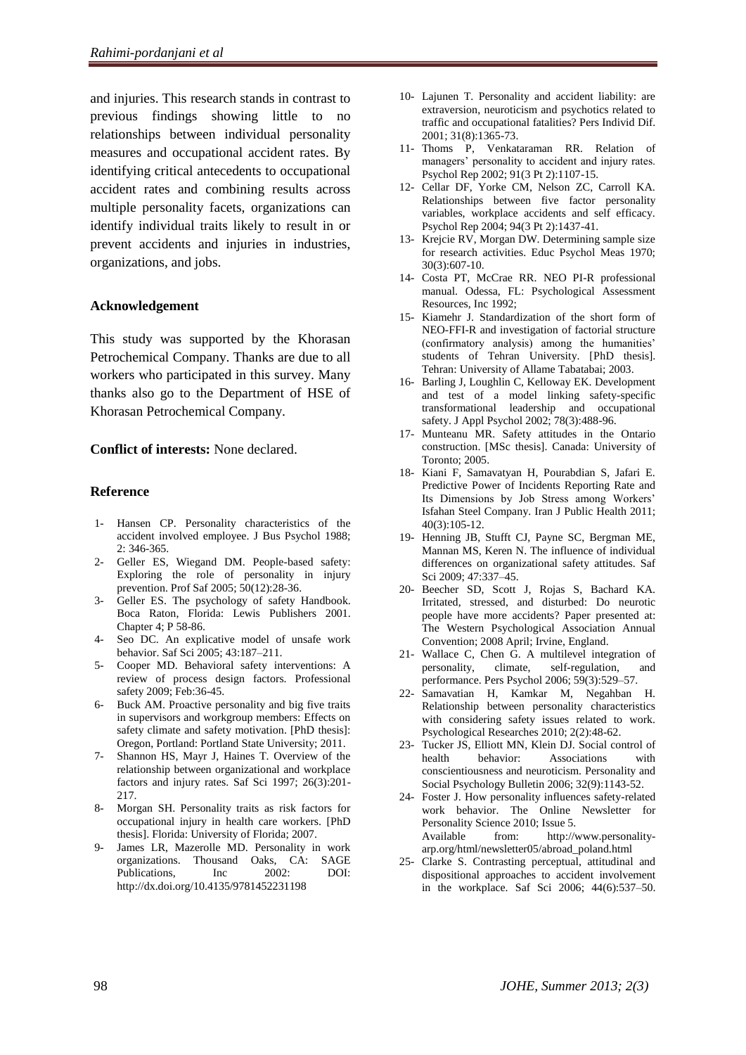and injuries. This research stands in contrast to previous findings showing little to no relationships between individual personality measures and occupational accident rates. By identifying critical antecedents to occupational accident rates and combining results across multiple personality facets, organizations can identify individual traits likely to result in or prevent accidents and injuries in industries, organizations, and jobs.

## Acknowledgement

This study was supported by the Khorasan Petrochemical Company. Thanks are due to all workers who participated in this survey. Many thanks also go to the Department of HSE of Khorasan Petrochemical Company.

**Conflict of interests:** None declared.

## Reference

1- Hansen CP. Personality characteristics of the accident involved employee. J Bus Psychol 1988; 2: 346-365.
2- Geller ES, Wiegand DM. People-based safety: Exploring the role of personality in injury prevention. Prof Saf 2005; 50(12):28-36.
3- Geller ES. The psychology of safety Handbook. Boca Raton, Florida: Lewis Publishers 2001. Chapter 4; P 58-86.
4- Seo DC. An explicative model of unsafe work behavior. Saf Sci 2005; 43:187–211.
5- Cooper MD. Behavioral safety interventions: A review of process design factors. Professional safety 2009; Feb:36-45.
6- Buck AM. Proactive personality and big five traits in supervisors and workgroup members: Effects on safety climate and safety motivation. [PhD thesis]: Oregon, Portland: Portland State University; 2011.
7- Shannon HS, Mayr J, Haines T. Overview of the relationship between organizational and workplace factors and injury rates. Saf Sci 1997; 26(3):201-217.
8- Morgan SH. Personality traits as risk factors for occupational injury in health care workers. [PhD thesis]. Florida: University of Florida; 2007.
9- James LR, Mazerolle MD. Personality in work organizations. Thousand Oaks, CA: SAGE Publications, Inc 2002: DOI: http://dx.doi.org/10.4135/9781452231198
10- Lajunen T. Personality and accident liability: are extraversion, neuroticism and psychotics related to traffic and occupational fatalities? Pers Individ Dif. 2001; 31(8):1365-73.
11- Thoms P, Venkataraman RR. Relation of managers' personality to accident and injury rates. Psychol Rep 2002; 91(3 Pt 2):1107-15.
12- Cellar DF, Yorke CM, Nelson ZC, Carroll KA. Relationships between five factor personality variables, workplace accidents and self efficacy. Psychol Rep 2004; 94(3 Pt 2):1437-41.
13- Krejcie RV, Morgan DW. Determining sample size for research activities. Educ Psychol Meas 1970; 30(3):607-10.
14- Costa PT, McCrae RR. NEO PI-R professional manual. Odessa, FL: Psychological Assessment Resources, Inc 1992;
15- Kiamehr J. Standardization of the short form of NEO-FFI-R and investigation of factorial structure (confirmatory analysis) among the humanities' students of Tehran University. [PhD thesis]. Tehran: University of Allame Tabatabai; 2003.
16- Barling J, Loughlin C, Kelloway EK. Development and test of a model linking safety-specific transformational leadership and occupational safety. J Appl Psychol 2002; 78(3):488-96.
17- Munteanu MR. Safety attitudes in the Ontario construction. [MSc thesis]. Canada: University of Toronto; 2005.
18- Kiani F, Samavatyan H, Pourabdian S, Jafari E. Predictive Power of Incidents Reporting Rate and Its Dimensions by Job Stress among Workers' Isfahan Steel Company. Iran J Public Health 2011; 40(3):105-12.
19- Henning JB, Stufft CJ, Payne SC, Bergman ME, Mannan MS, Keren N. The influence of individual differences on organizational safety attitudes. Saf Sci 2009; 47:337–45.
20- Beecher SD, Scott J, Rojas S, Bachard KA. Irritated, stressed, and disturbed: Do neurotic people have more accidents? Paper presented at: The Western Psychological Association Annual Convention; 2008 April; Irvine, England.
21- Wallace C, Chen G. A multilevel integration of personality, climate, self-regulation, and performance. Pers Psychol 2006; 59(3):529–57.
22- Samavatian H, Kamkar M, Negahban H. Relationship between personality characteristics with considering safety issues related to work. Psychological Researches 2010; 2(2):48-62.
23- Tucker JS, Elliott MN, Klein DJ. Social control of health behavior: Associations with conscientiousness and neuroticism. Personality and Social Psychology Bulletin 2006; 32(9):1143-52.
24- Foster J. How personality influences safety-related work behavior. The Online Newsletter for Personality Science 2010; Issue 5. Available from: http://www.personality-arp.org/html/newsletter05/abroad_poland.html
25- Clarke S. Contrasting perceptual, attitudinal and dispositional approaches to accident involvement in the workplace. Saf Sci 2006; 44(6):537–50.